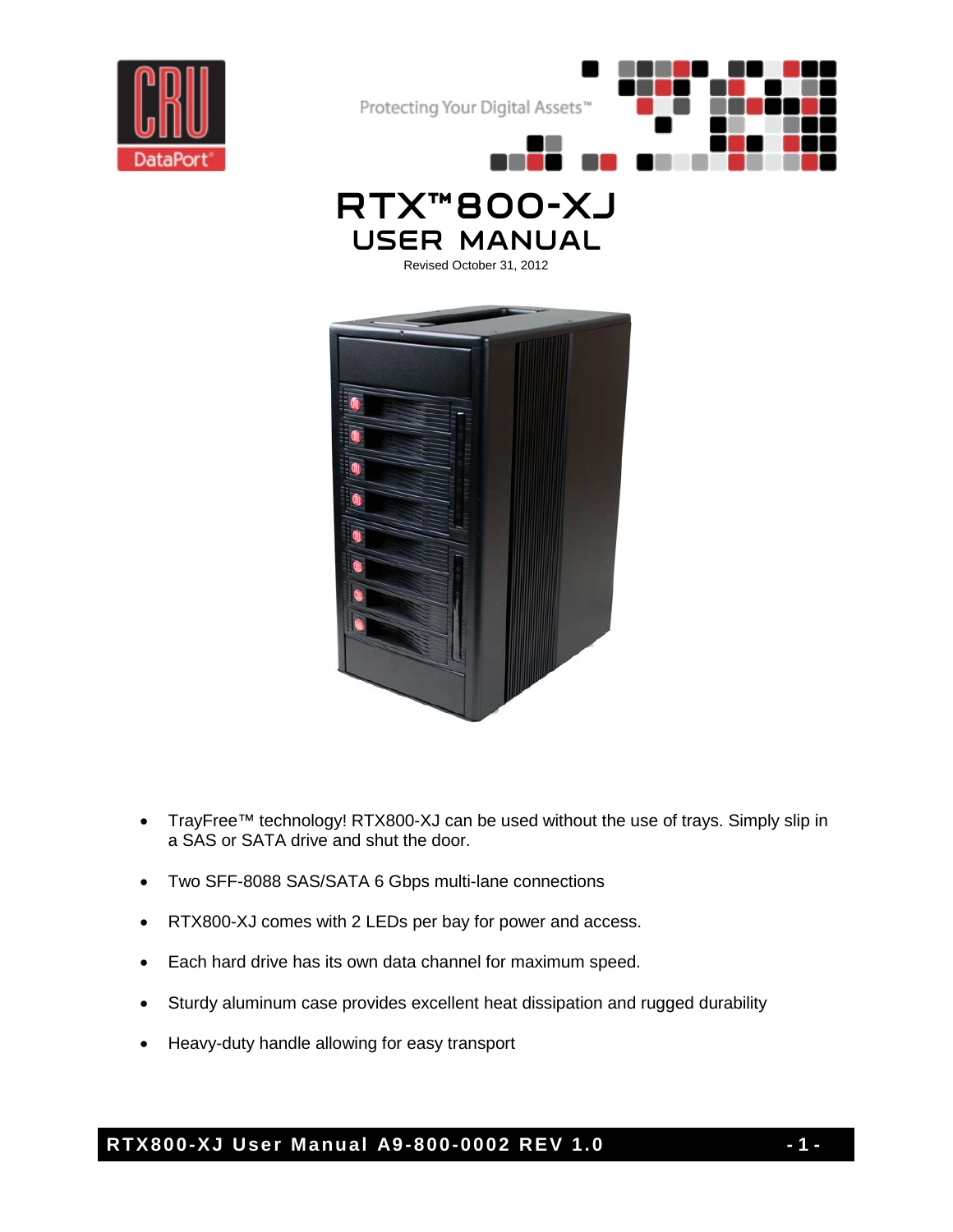Protecting Your Digital Assets™

# RTX™800-XJ
## USER MANUAL

Revised October 31, 2012

- TrayFree™ technology! RTX800-XJ can be used without the use of trays. Simply slip in a SAS or SATA drive and shut the door.
- Two SFF-8088 SAS/SATA 6 Gbps multi-lane connections
- RTX800-XJ comes with 2 LEDs per bay for power and access.
- Each hard drive has its own data channel for maximum speed.
- Sturdy aluminum case provides excellent heat dissipation and rugged durability
- Heavy-duty handle allowing for easy transport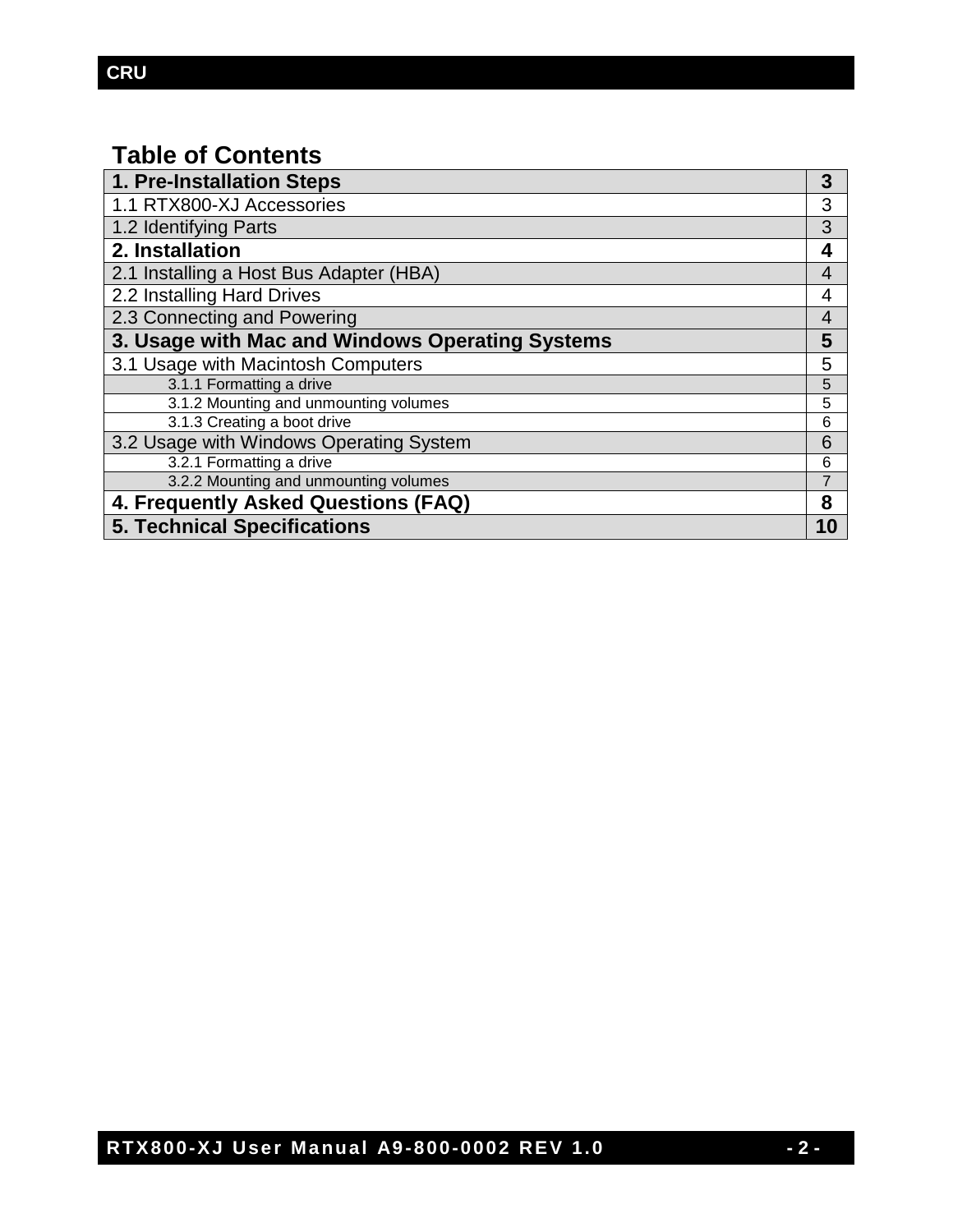## Table of Contents

| | |
|---|---|
| **1. Pre-Installation Steps** | **3** |
| 1.1 RTX800-XJ Accessories | 3 |
| 1.2 Identifying Parts | 3 |
| **2. Installation** | **4** |
| 2.1 Installing a Host Bus Adapter (HBA) | 4 |
| 2.2 Installing Hard Drives | 4 |
| 2.3 Connecting and Powering | 4 |
| **3. Usage with Mac and Windows Operating Systems** | **5** |
| 3.1 Usage with Macintosh Computers | 5 |
| 3.1.1 Formatting a drive | 5 |
| 3.1.2 Mounting and unmounting volumes | 5 |
| 3.1.3 Creating a boot drive | 6 |
| 3.2 Usage with Windows Operating System | 6 |
| 3.2.1 Formatting a drive | 6 |
| 3.2.2 Mounting and unmounting volumes | 7 |
| **4. Frequently Asked Questions (FAQ)** | **8** |
| **5. Technical Specifications** | **10** |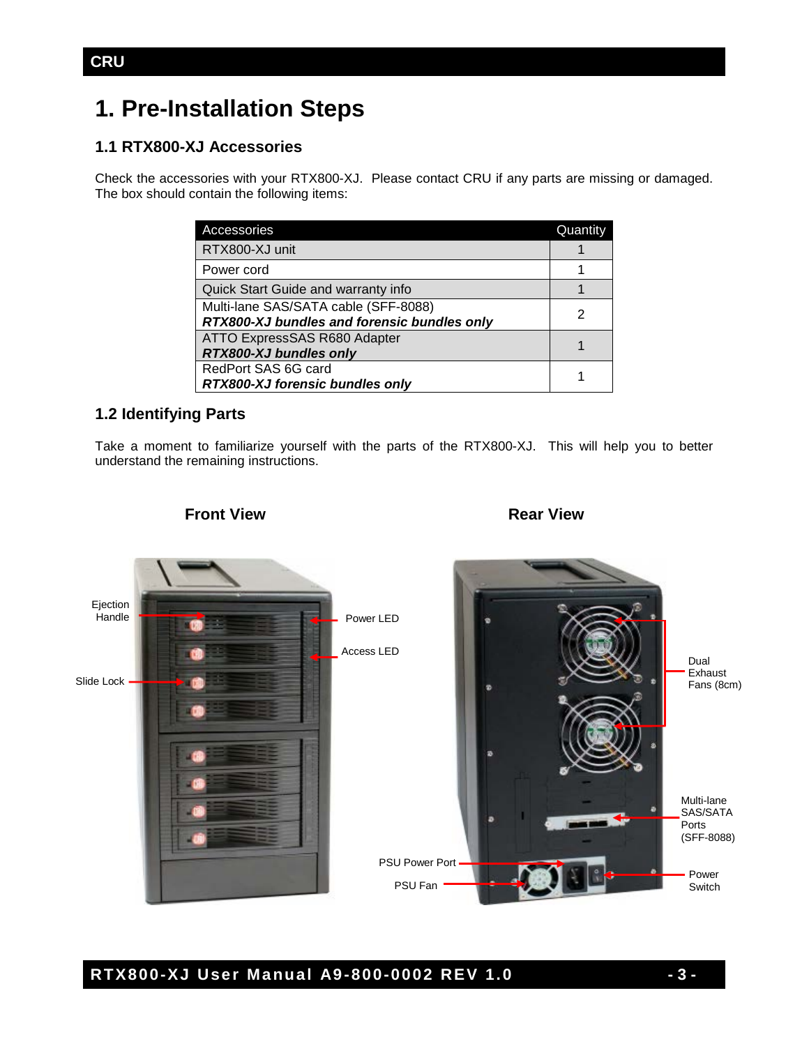# 1. Pre-Installation Steps

## 1.1 RTX800-XJ Accessories

Check the accessories with your RTX800-XJ. Please contact CRU if any parts are missing or damaged. The box should contain the following items:

| Accessories | Quantity |
| --- | --- |
| RTX800-XJ unit | 1 |
| Power cord | 1 |
| Quick Start Guide and warranty info | 1 |
| Multi-lane SAS/SATA cable (SFF-8088) ***RTX800-XJ bundles and forensic bundles only*** | 2 |
| ATTO ExpressSAS R680 Adapter ***RTX800-XJ bundles only*** | 1 |
| RedPort SAS 6G card ***RTX800-XJ forensic bundles only*** | 1 |

## 1.2 Identifying Parts

Take a moment to familiarize yourself with the parts of the RTX800-XJ. This will help you to better understand the remaining instructions.

**Front View**

Ejection Handle

Slide Lock

Power LED

Access LED

**Rear View**

Dual Exhaust Fans (8cm)

Multi-lane SAS/SATA Ports (SFF-8088)

PSU Power Port

PSU Fan

Power Switch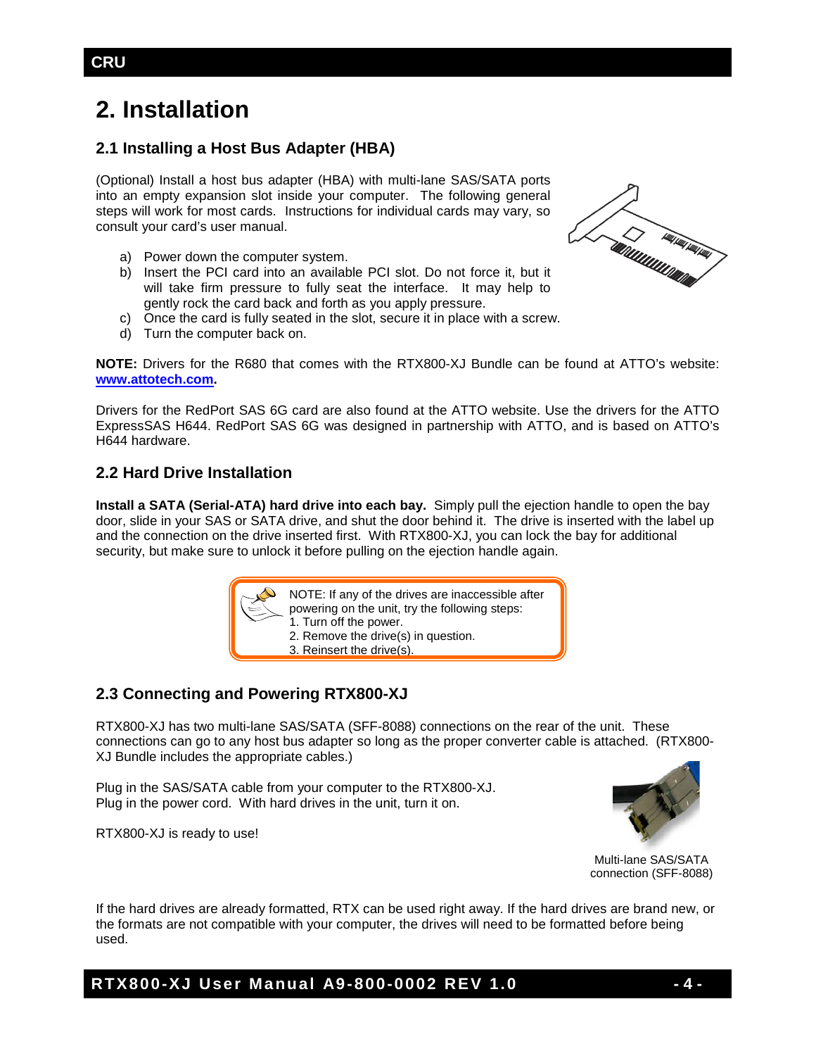# 2. Installation

## 2.1 Installing a Host Bus Adapter (HBA)

(Optional) Install a host bus adapter (HBA) with multi-lane SAS/SATA ports into an empty expansion slot inside your computer. The following general steps will work for most cards. Instructions for individual cards may vary, so consult your card's user manual.

a) Power down the computer system.
b) Insert the PCI card into an available PCI slot. Do not force it, but it will take firm pressure to fully seat the interface. It may help to gently rock the card back and forth as you apply pressure.
c) Once the card is fully seated in the slot, secure it in place with a screw.
d) Turn the computer back on.

**NOTE:** Drivers for the R680 that comes with the RTX800-XJ Bundle can be found at ATTO's website: **www.attotech.com**.

Drivers for the RedPort SAS 6G card are also found at the ATTO website. Use the drivers for the ATTO ExpressSAS H644. RedPort SAS 6G was designed in partnership with ATTO, and is based on ATTO's H644 hardware.

## 2.2 Hard Drive Installation

**Install a SATA (Serial-ATA) hard drive into each bay.** Simply pull the ejection handle to open the bay door, slide in your SAS or SATA drive, and shut the door behind it. The drive is inserted with the label up and the connection on the drive inserted first. With RTX800-XJ, you can lock the bay for additional security, but make sure to unlock it before pulling on the ejection handle again.

> NOTE: If any of the drives are inaccessible after powering on the unit, try the following steps:
> 1. Turn off the power.
> 2. Remove the drive(s) in question.
> 3. Reinsert the drive(s).

## 2.3 Connecting and Powering RTX800-XJ

RTX800-XJ has two multi-lane SAS/SATA (SFF-8088) connections on the rear of the unit. These connections can go to any host bus adapter so long as the proper converter cable is attached. (RTX800-XJ Bundle includes the appropriate cables.)

Plug in the SAS/SATA cable from your computer to the RTX800-XJ.
Plug in the power cord. With hard drives in the unit, turn it on.

RTX800-XJ is ready to use!

Multi-lane SAS/SATA connection (SFF-8088)

If the hard drives are already formatted, RTX can be used right away. If the hard drives are brand new, or the formats are not compatible with your computer, the drives will need to be formatted before being used.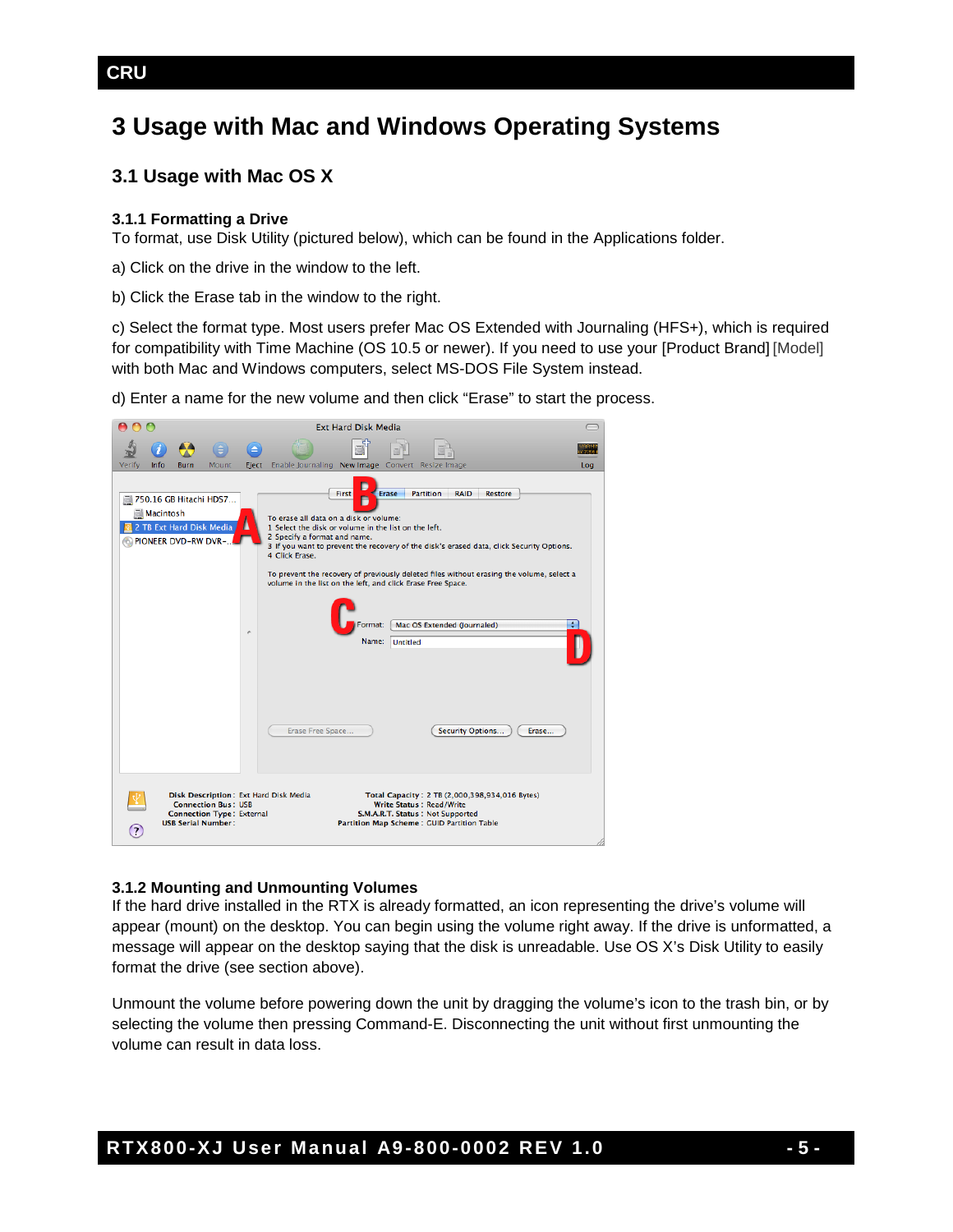# 3 Usage with Mac and Windows Operating Systems

## 3.1 Usage with Mac OS X

### 3.1.1 Formatting a Drive

To format, use Disk Utility (pictured below), which can be found in the Applications folder.

a) Click on the drive in the window to the left.

b) Click the Erase tab in the window to the right.

c) Select the format type. Most users prefer Mac OS Extended with Journaling (HFS+), which is required for compatibility with Time Machine (OS 10.5 or newer). If you need to use your [Product Brand] [Model] with both Mac and Windows computers, select MS-DOS File System instead.

d) Enter a name for the new volume and then click "Erase" to start the process.

### 3.1.2 Mounting and Unmounting Volumes

If the hard drive installed in the RTX is already formatted, an icon representing the drive's volume will appear (mount) on the desktop. You can begin using the volume right away. If the drive is unformatted, a message will appear on the desktop saying that the disk is unreadable. Use OS X's Disk Utility to easily format the drive (see section above).

Unmount the volume before powering down the unit by dragging the volume's icon to the trash bin, or by selecting the volume then pressing Command-E. Disconnecting the unit without first unmounting the volume can result in data loss.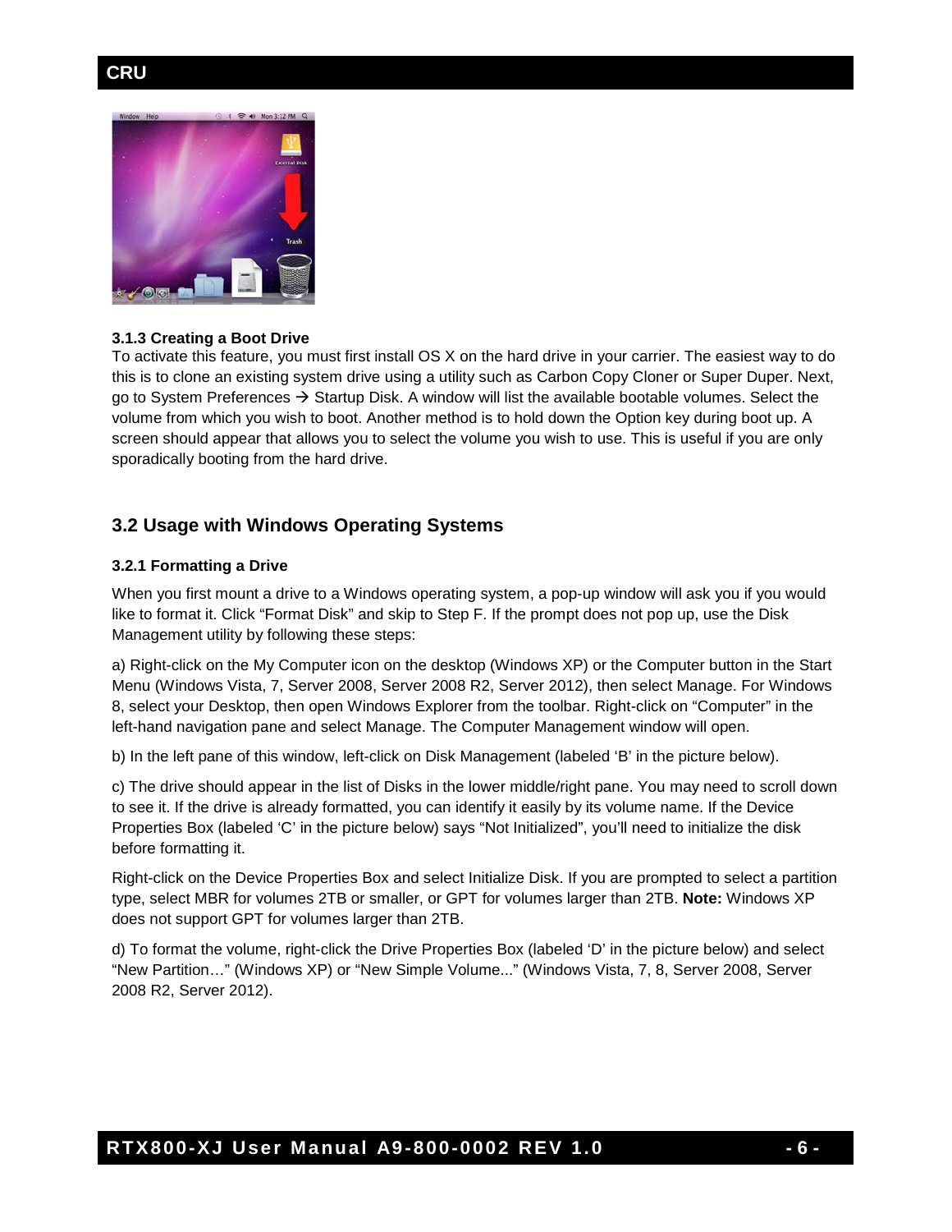### 3.1.3 Creating a Boot Drive

To activate this feature, you must first install OS X on the hard drive in your carrier. The easiest way to do this is to clone an existing system drive using a utility such as Carbon Copy Cloner or Super Duper. Next, go to System Preferences → Startup Disk. A window will list the available bootable volumes. Select the volume from which you wish to boot. Another method is to hold down the Option key during boot up. A screen should appear that allows you to select the volume you wish to use. This is useful if you are only sporadically booting from the hard drive.

## 3.2 Usage with Windows Operating Systems

### 3.2.1 Formatting a Drive

When you first mount a drive to a Windows operating system, a pop-up window will ask you if you would like to format it. Click "Format Disk" and skip to Step F. If the prompt does not pop up, use the Disk Management utility by following these steps:

a) Right-click on the My Computer icon on the desktop (Windows XP) or the Computer button in the Start Menu (Windows Vista, 7, Server 2008, Server 2008 R2, Server 2012), then select Manage. For Windows 8, select your Desktop, then open Windows Explorer from the toolbar. Right-click on "Computer" in the left-hand navigation pane and select Manage. The Computer Management window will open.

b) In the left pane of this window, left-click on Disk Management (labeled 'B' in the picture below).

c) The drive should appear in the list of Disks in the lower middle/right pane. You may need to scroll down to see it. If the drive is already formatted, you can identify it easily by its volume name. If the Device Properties Box (labeled 'C' in the picture below) says "Not Initialized", you'll need to initialize the disk before formatting it.

Right-click on the Device Properties Box and select Initialize Disk. If you are prompted to select a partition type, select MBR for volumes 2TB or smaller, or GPT for volumes larger than 2TB. **Note:** Windows XP does not support GPT for volumes larger than 2TB.

d) To format the volume, right-click the Drive Properties Box (labeled 'D' in the picture below) and select "New Partition…" (Windows XP) or "New Simple Volume..." (Windows Vista, 7, 8, Server 2008, Server 2008 R2, Server 2012).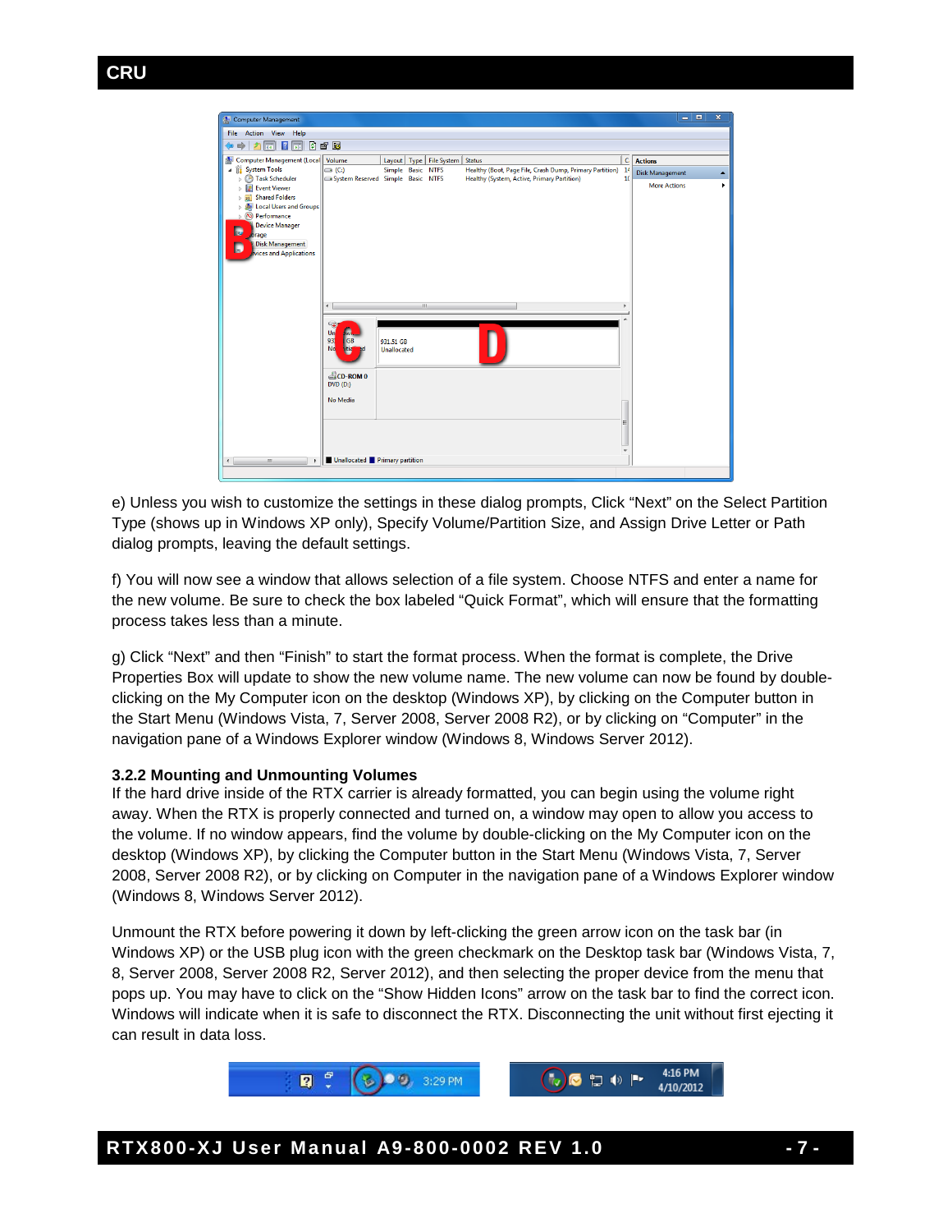e) Unless you wish to customize the settings in these dialog prompts, Click "Next" on the Select Partition Type (shows up in Windows XP only), Specify Volume/Partition Size, and Assign Drive Letter or Path dialog prompts, leaving the default settings.

f) You will now see a window that allows selection of a file system. Choose NTFS and enter a name for the new volume. Be sure to check the box labeled "Quick Format", which will ensure that the formatting process takes less than a minute.

g) Click "Next" and then "Finish" to start the format process. When the format is complete, the Drive Properties Box will update to show the new volume name. The new volume can now be found by double-clicking on the My Computer icon on the desktop (Windows XP), by clicking on the Computer button in the Start Menu (Windows Vista, 7, Server 2008, Server 2008 R2), or by clicking on "Computer" in the navigation pane of a Windows Explorer window (Windows 8, Windows Server 2012).

### 3.2.2 Mounting and Unmounting Volumes

If the hard drive inside of the RTX carrier is already formatted, you can begin using the volume right away. When the RTX is properly connected and turned on, a window may open to allow you access to the volume. If no window appears, find the volume by double-clicking on the My Computer icon on the desktop (Windows XP), by clicking the Computer button in the Start Menu (Windows Vista, 7, Server 2008, Server 2008 R2), or by clicking on Computer in the navigation pane of a Windows Explorer window (Windows 8, Windows Server 2012).

Unmount the RTX before powering it down by left-clicking the green arrow icon on the task bar (in Windows XP) or the USB plug icon with the green checkmark on the Desktop task bar (Windows Vista, 7, 8, Server 2008, Server 2008 R2, Server 2012), and then selecting the proper device from the menu that pops up. You may have to click on the "Show Hidden Icons" arrow on the task bar to find the correct icon. Windows will indicate when it is safe to disconnect the RTX. Disconnecting the unit without first ejecting it can result in data loss.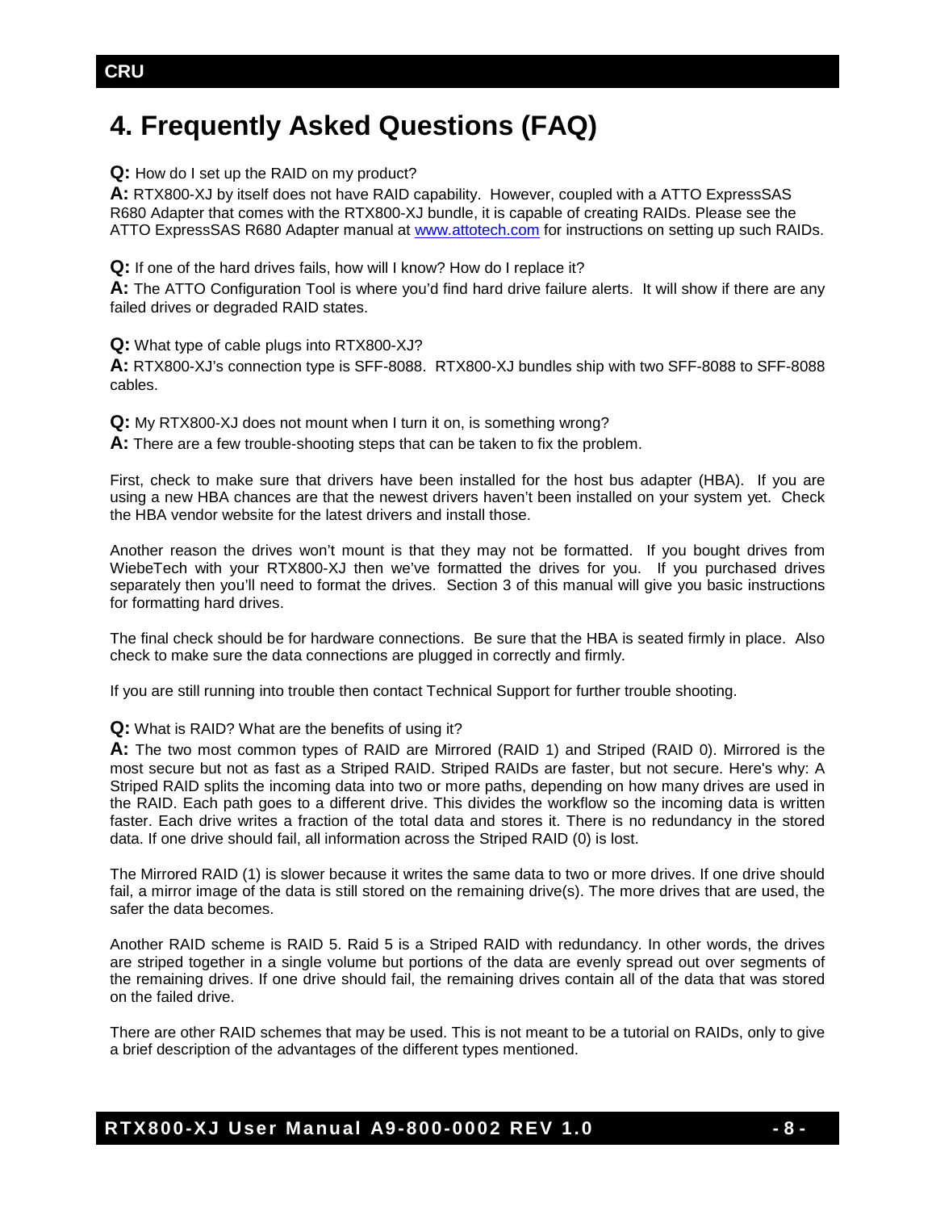# 4. Frequently Asked Questions (FAQ)

**Q:** How do I set up the RAID on my product?

**A:** RTX800-XJ by itself does not have RAID capability. However, coupled with a ATTO ExpressSAS R680 Adapter that comes with the RTX800-XJ bundle, it is capable of creating RAIDs. Please see the ATTO ExpressSAS R680 Adapter manual at [www.attotech.com](http://www.attotech.com) for instructions on setting up such RAIDs.

**Q:** If one of the hard drives fails, how will I know? How do I replace it?

**A:** The ATTO Configuration Tool is where you'd find hard drive failure alerts. It will show if there are any failed drives or degraded RAID states.

**Q:** What type of cable plugs into RTX800-XJ?

**A:** RTX800-XJ's connection type is SFF-8088. RTX800-XJ bundles ship with two SFF-8088 to SFF-8088 cables.

**Q:** My RTX800-XJ does not mount when I turn it on, is something wrong?

**A:** There are a few trouble-shooting steps that can be taken to fix the problem.

First, check to make sure that drivers have been installed for the host bus adapter (HBA). If you are using a new HBA chances are that the newest drivers haven't been installed on your system yet. Check the HBA vendor website for the latest drivers and install those.

Another reason the drives won't mount is that they may not be formatted. If you bought drives from WiebeTech with your RTX800-XJ then we've formatted the drives for you. If you purchased drives separately then you'll need to format the drives. Section 3 of this manual will give you basic instructions for formatting hard drives.

The final check should be for hardware connections. Be sure that the HBA is seated firmly in place. Also check to make sure the data connections are plugged in correctly and firmly.

If you are still running into trouble then contact Technical Support for further trouble shooting.

**Q:** What is RAID? What are the benefits of using it?

**A:** The two most common types of RAID are Mirrored (RAID 1) and Striped (RAID 0). Mirrored is the most secure but not as fast as a Striped RAID. Striped RAIDs are faster, but not secure. Here's why: A Striped RAID splits the incoming data into two or more paths, depending on how many drives are used in the RAID. Each path goes to a different drive. This divides the workflow so the incoming data is written faster. Each drive writes a fraction of the total data and stores it. There is no redundancy in the stored data. If one drive should fail, all information across the Striped RAID (0) is lost.

The Mirrored RAID (1) is slower because it writes the same data to two or more drives. If one drive should fail, a mirror image of the data is still stored on the remaining drive(s). The more drives that are used, the safer the data becomes.

Another RAID scheme is RAID 5. Raid 5 is a Striped RAID with redundancy. In other words, the drives are striped together in a single volume but portions of the data are evenly spread out over segments of the remaining drives. If one drive should fail, the remaining drives contain all of the data that was stored on the failed drive.

There are other RAID schemes that may be used. This is not meant to be a tutorial on RAIDs, only to give a brief description of the advantages of the different types mentioned.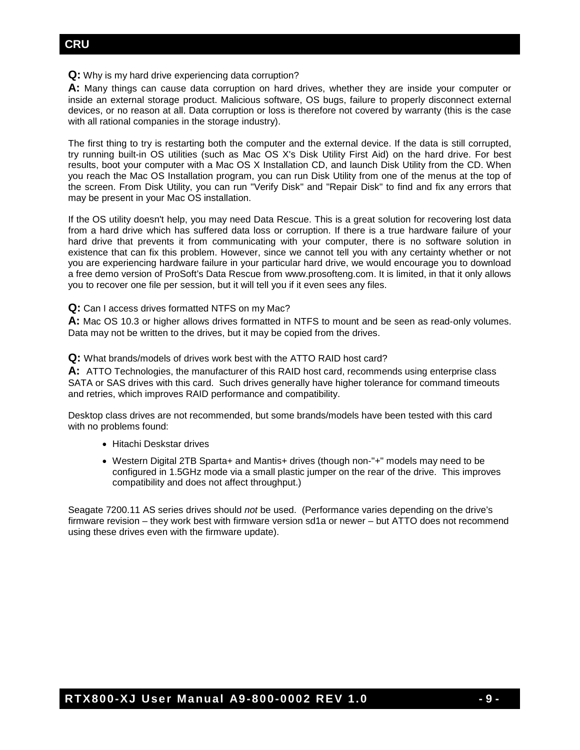**Q:** Why is my hard drive experiencing data corruption?

**A:** Many things can cause data corruption on hard drives, whether they are inside your computer or inside an external storage product. Malicious software, OS bugs, failure to properly disconnect external devices, or no reason at all. Data corruption or loss is therefore not covered by warranty (this is the case with all rational companies in the storage industry).

The first thing to try is restarting both the computer and the external device. If the data is still corrupted, try running built-in OS utilities (such as Mac OS X's Disk Utility First Aid) on the hard drive. For best results, boot your computer with a Mac OS X Installation CD, and launch Disk Utility from the CD. When you reach the Mac OS Installation program, you can run Disk Utility from one of the menus at the top of the screen. From Disk Utility, you can run "Verify Disk" and "Repair Disk" to find and fix any errors that may be present in your Mac OS installation.

If the OS utility doesn't help, you may need Data Rescue. This is a great solution for recovering lost data from a hard drive which has suffered data loss or corruption. If there is a true hardware failure of your hard drive that prevents it from communicating with your computer, there is no software solution in existence that can fix this problem. However, since we cannot tell you with any certainty whether or not you are experiencing hardware failure in your particular hard drive, we would encourage you to download a free demo version of ProSoft's Data Rescue from www.prosofteng.com. It is limited, in that it only allows you to recover one file per session, but it will tell you if it even sees any files.

**Q:** Can I access drives formatted NTFS on my Mac?

**A:** Mac OS 10.3 or higher allows drives formatted in NTFS to mount and be seen as read-only volumes. Data may not be written to the drives, but it may be copied from the drives.

**Q:** What brands/models of drives work best with the ATTO RAID host card?

**A:** ATTO Technologies, the manufacturer of this RAID host card, recommends using enterprise class SATA or SAS drives with this card. Such drives generally have higher tolerance for command timeouts and retries, which improves RAID performance and compatibility.

Desktop class drives are not recommended, but some brands/models have been tested with this card with no problems found:

- Hitachi Deskstar drives
- Western Digital 2TB Sparta+ and Mantis+ drives (though non-"+" models may need to be configured in 1.5GHz mode via a small plastic jumper on the rear of the drive. This improves compatibility and does not affect throughput.)

Seagate 7200.11 AS series drives should *not* be used. (Performance varies depending on the drive's firmware revision – they work best with firmware version sd1a or newer – but ATTO does not recommend using these drives even with the firmware update).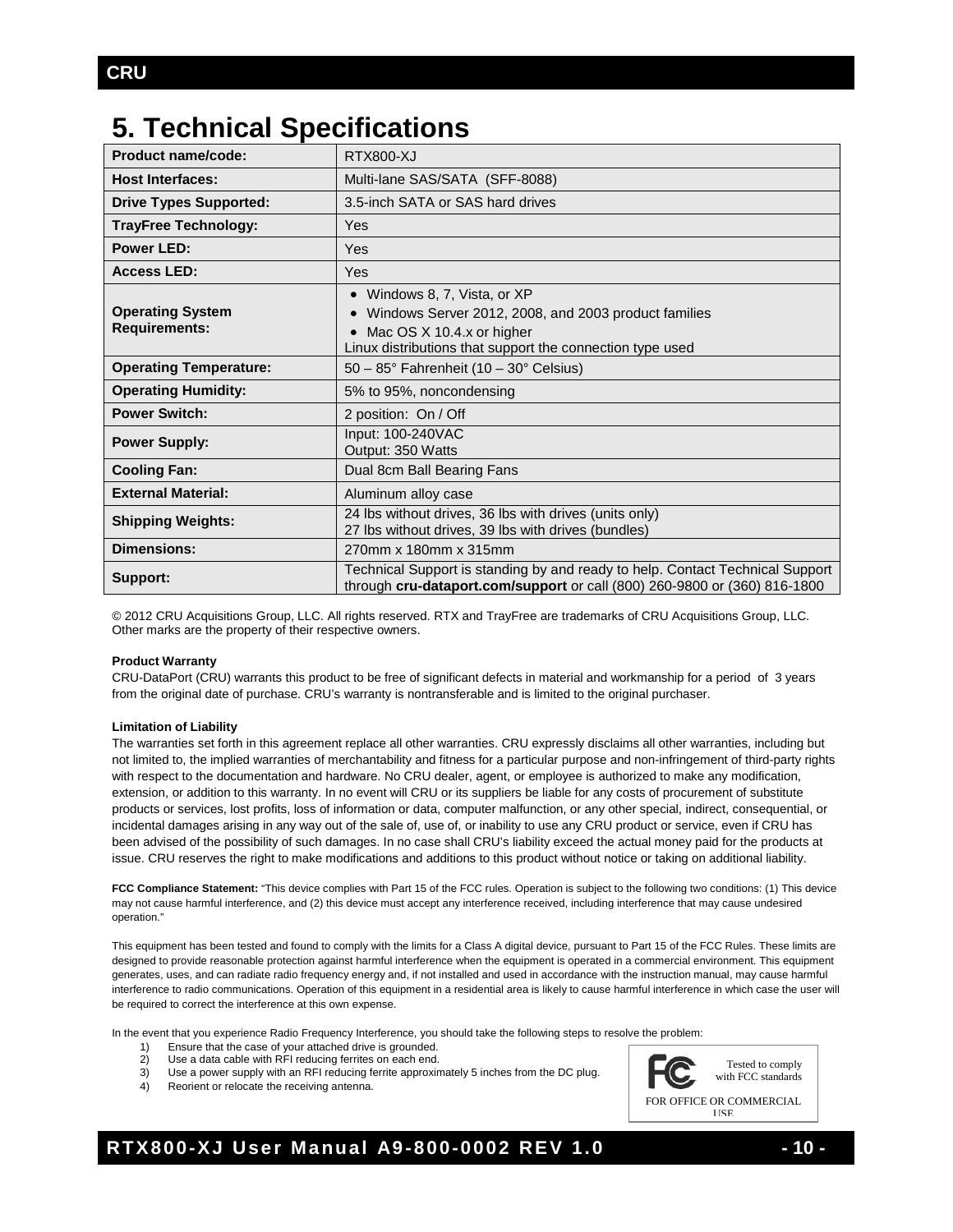# 5. Technical Specifications

| | |
|---|---|
| **Product name/code:** | RTX800-XJ |
| **Host Interfaces:** | Multi-lane SAS/SATA (SFF-8088) |
| **Drive Types Supported:** | 3.5-inch SATA or SAS hard drives |
| **TrayFree Technology:** | Yes |
| **Power LED:** | Yes |
| **Access LED:** | Yes |
| **Operating System Requirements:** | • Windows 8, 7, Vista, or XP<br>• Windows Server 2012, 2008, and 2003 product families<br>• Mac OS X 10.4.x or higher<br>Linux distributions that support the connection type used |
| **Operating Temperature:** | 50 – 85° Fahrenheit (10 – 30° Celsius) |
| **Operating Humidity:** | 5% to 95%, noncondensing |
| **Power Switch:** | 2 position: On / Off |
| **Power Supply:** | Input: 100-240VAC<br>Output: 350 Watts |
| **Cooling Fan:** | Dual 8cm Ball Bearing Fans |
| **External Material:** | Aluminum alloy case |
| **Shipping Weights:** | 24 lbs without drives, 36 lbs with drives (units only)<br>27 lbs without drives, 39 lbs with drives (bundles) |
| **Dimensions:** | 270mm x 180mm x 315mm |
| **Support:** | Technical Support is standing by and ready to help. Contact Technical Support through **cru-dataport.com/support** or call (800) 260-9800 or (360) 816-1800 |

© 2012 CRU Acquisitions Group, LLC. All rights reserved. RTX and TrayFree are trademarks of CRU Acquisitions Group, LLC. Other marks are the property of their respective owners.

**Product Warranty**

CRU-DataPort (CRU) warrants this product to be free of significant defects in material and workmanship for a period of 3 years from the original date of purchase. CRU's warranty is nontransferable and is limited to the original purchaser.

**Limitation of Liability**

The warranties set forth in this agreement replace all other warranties. CRU expressly disclaims all other warranties, including but not limited to, the implied warranties of merchantability and fitness for a particular purpose and non-infringement of third-party rights with respect to the documentation and hardware. No CRU dealer, agent, or employee is authorized to make any modification, extension, or addition to this warranty. In no event will CRU or its suppliers be liable for any costs of procurement of substitute products or services, lost profits, loss of information or data, computer malfunction, or any other special, indirect, consequential, or incidental damages arising in any way out of the sale of, use of, or inability to use any CRU product or service, even if CRU has been advised of the possibility of such damages. In no case shall CRU's liability exceed the actual money paid for the products at issue. CRU reserves the right to make modifications and additions to this product without notice or taking on additional liability.

**FCC Compliance Statement:** "This device complies with Part 15 of the FCC rules. Operation is subject to the following two conditions: (1) This device may not cause harmful interference, and (2) this device must accept any interference received, including interference that may cause undesired operation."

This equipment has been tested and found to comply with the limits for a Class A digital device, pursuant to Part 15 of the FCC Rules. These limits are designed to provide reasonable protection against harmful interference when the equipment is operated in a commercial environment. This equipment generates, uses, and can radiate radio frequency energy and, if not installed and used in accordance with the instruction manual, may cause harmful interference to radio communications. Operation of this equipment in a residential area is likely to cause harmful interference in which case the user will be required to correct the interference at this own expense.

In the event that you experience Radio Frequency Interference, you should take the following steps to resolve the problem:

1) Ensure that the case of your attached drive is grounded.
2) Use a data cable with RFI reducing ferrites on each end.
3) Use a power supply with an RFI reducing ferrite approximately 5 inches from the DC plug.
4) Reorient or relocate the receiving antenna.

Tested to comply with FCC standards

FOR OFFICE OR COMMERCIAL USE